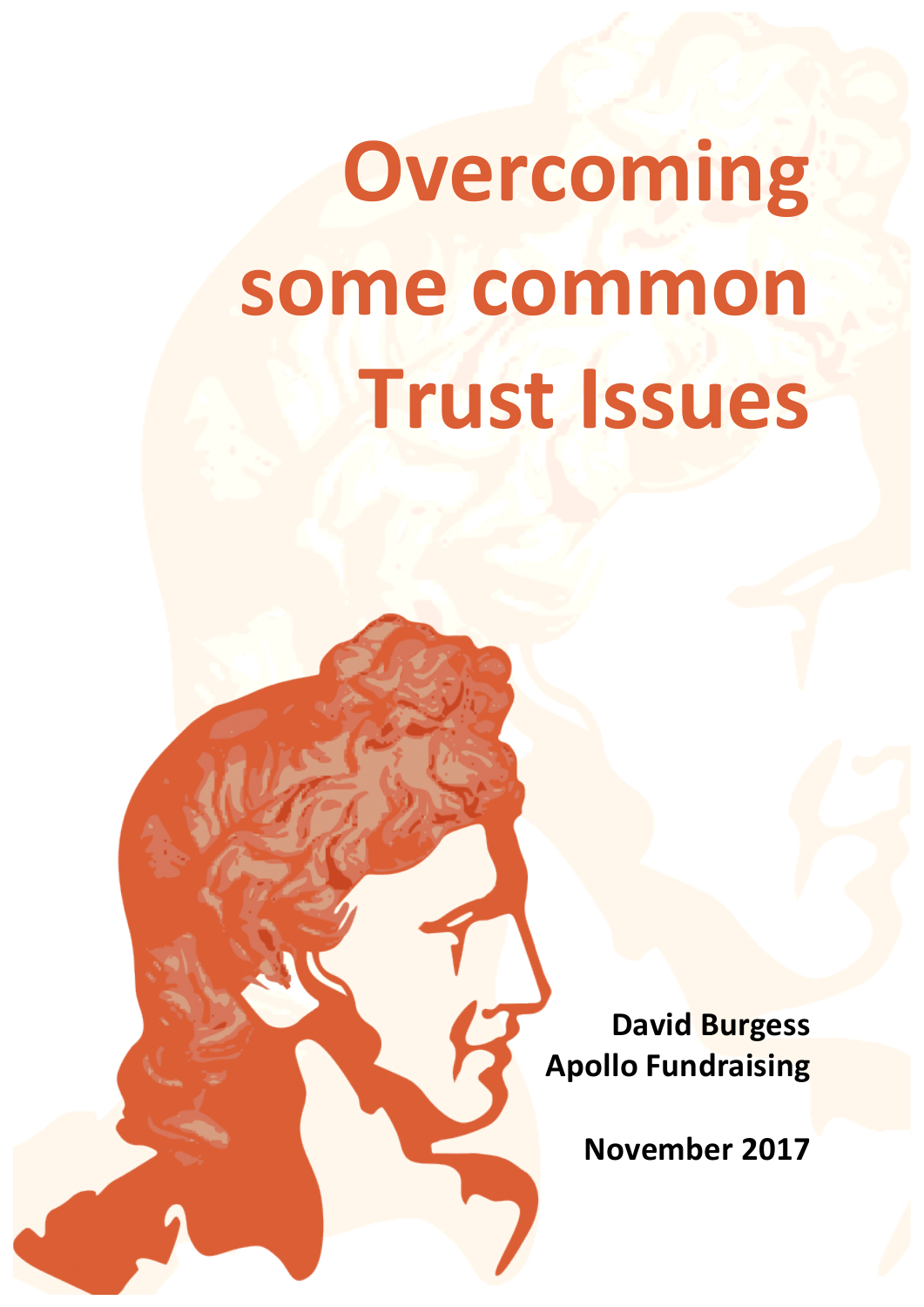# Overcoming some common Trust Issues

**David Burgess**
**Apollo Fundraising**

**November 2017**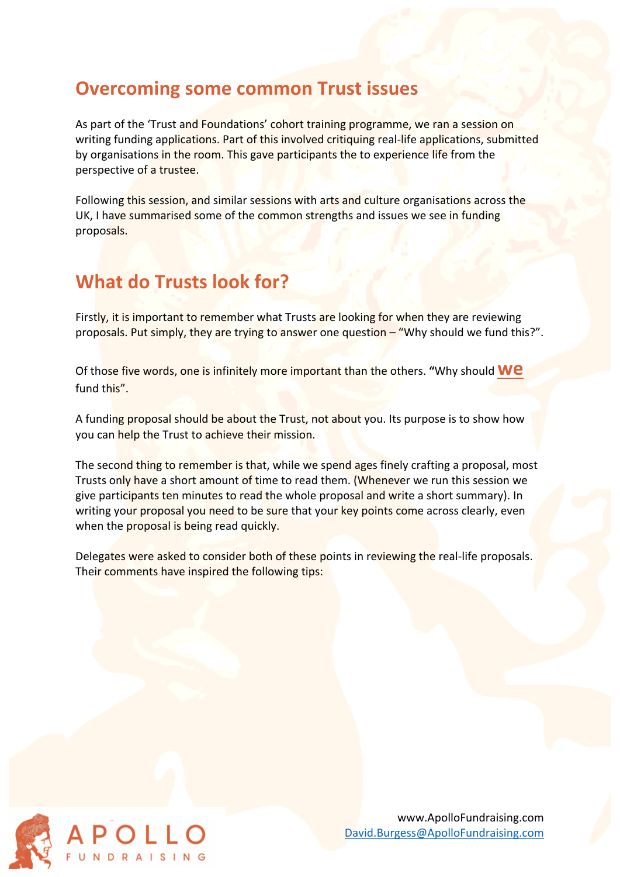## Overcoming some common Trust issues

As part of the 'Trust and Foundations' cohort training programme, we ran a session on writing funding applications. Part of this involved critiquing real-life applications, submitted by organisations in the room. This gave participants the to experience life from the perspective of a trustee.

Following this session, and similar sessions with arts and culture organisations across the UK, I have summarised some of the common strengths and issues we see in funding proposals.

## What do Trusts look for?

Firstly, it is important to remember what Trusts are looking for when they are reviewing proposals. Put simply, they are trying to answer one question – "Why should we fund this?".

Of those five words, one is infinitely more important than the others. **"**Why should **we** fund this".

A funding proposal should be about the Trust, not about you. Its purpose is to show how you can help the Trust to achieve their mission.

The second thing to remember is that, while we spend ages finely crafting a proposal, most Trusts only have a short amount of time to read them. (Whenever we run this session we give participants ten minutes to read the whole proposal and write a short summary). In writing your proposal you need to be sure that your key points come across clearly, even when the proposal is being read quickly.

Delegates were asked to consider both of these points in reviewing the real-life proposals. Their comments have inspired the following tips: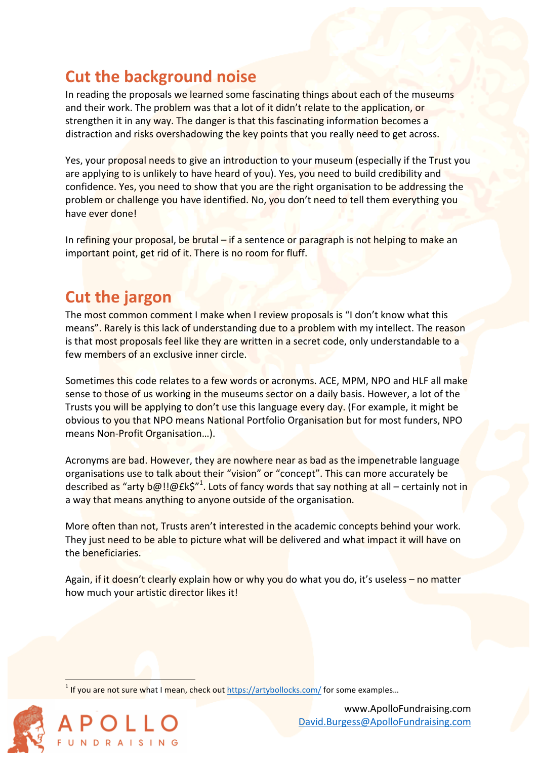## Cut the background noise

In reading the proposals we learned some fascinating things about each of the museums and their work. The problem was that a lot of it didn't relate to the application, or strengthen it in any way. The danger is that this fascinating information becomes a distraction and risks overshadowing the key points that you really need to get across.

Yes, your proposal needs to give an introduction to your museum (especially if the Trust you are applying to is unlikely to have heard of you). Yes, you need to build credibility and confidence. Yes, you need to show that you are the right organisation to be addressing the problem or challenge you have identified. No, you don't need to tell them everything you have ever done!

In refining your proposal, be brutal – if a sentence or paragraph is not helping to make an important point, get rid of it. There is no room for fluff.

## Cut the jargon

The most common comment I make when I review proposals is "I don't know what this means". Rarely is this lack of understanding due to a problem with my intellect. The reason is that most proposals feel like they are written in a secret code, only understandable to a few members of an exclusive inner circle.

Sometimes this code relates to a few words or acronyms. ACE, MPM, NPO and HLF all make sense to those of us working in the museums sector on a daily basis. However, a lot of the Trusts you will be applying to don't use this language every day. (For example, it might be obvious to you that NPO means National Portfolio Organisation but for most funders, NPO means Non-Profit Organisation…).

Acronyms are bad. However, they are nowhere near as bad as the impenetrable language organisations use to talk about their "vision" or "concept". This can more accurately be described as "arty b@!!@£k$"[1]. Lots of fancy words that say nothing at all – certainly not in a way that means anything to anyone outside of the organisation.

More often than not, Trusts aren't interested in the academic concepts behind your work. They just need to be able to picture what will be delivered and what impact it will have on the beneficiaries.

Again, if it doesn't clearly explain how or why you do what you do, it's useless – no matter how much your artistic director likes it!

[1] If you are not sure what I mean, check out https://artybollocks.com/ for some examples…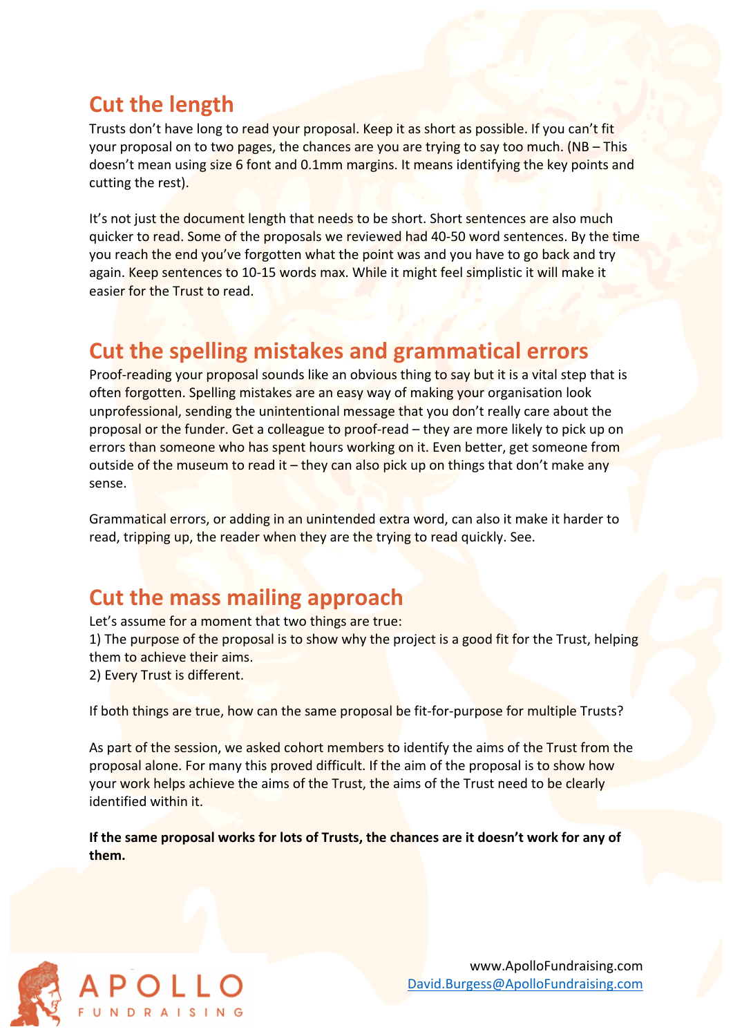## Cut the length

Trusts don't have long to read your proposal. Keep it as short as possible. If you can't fit your proposal on to two pages, the chances are you are trying to say too much. (NB – This doesn't mean using size 6 font and 0.1mm margins. It means identifying the key points and cutting the rest).

It's not just the document length that needs to be short. Short sentences are also much quicker to read. Some of the proposals we reviewed had 40-50 word sentences. By the time you reach the end you've forgotten what the point was and you have to go back and try again. Keep sentences to 10-15 words max. While it might feel simplistic it will make it easier for the Trust to read.

## Cut the spelling mistakes and grammatical errors

Proof-reading your proposal sounds like an obvious thing to say but it is a vital step that is often forgotten. Spelling mistakes are an easy way of making your organisation look unprofessional, sending the unintentional message that you don't really care about the proposal or the funder. Get a colleague to proof-read – they are more likely to pick up on errors than someone who has spent hours working on it. Even better, get someone from outside of the museum to read it – they can also pick up on things that don't make any sense.

Grammatical errors, or adding in an unintended extra word, can also it make it harder to read, tripping up, the reader when they are the trying to read quickly. See.

## Cut the mass mailing approach

Let's assume for a moment that two things are true:
1) The purpose of the proposal is to show why the project is a good fit for the Trust, helping them to achieve their aims.
2) Every Trust is different.

If both things are true, how can the same proposal be fit-for-purpose for multiple Trusts?

As part of the session, we asked cohort members to identify the aims of the Trust from the proposal alone. For many this proved difficult. If the aim of the proposal is to show how your work helps achieve the aims of the Trust, the aims of the Trust need to be clearly identified within it.

**If the same proposal works for lots of Trusts, the chances are it doesn't work for any of them.**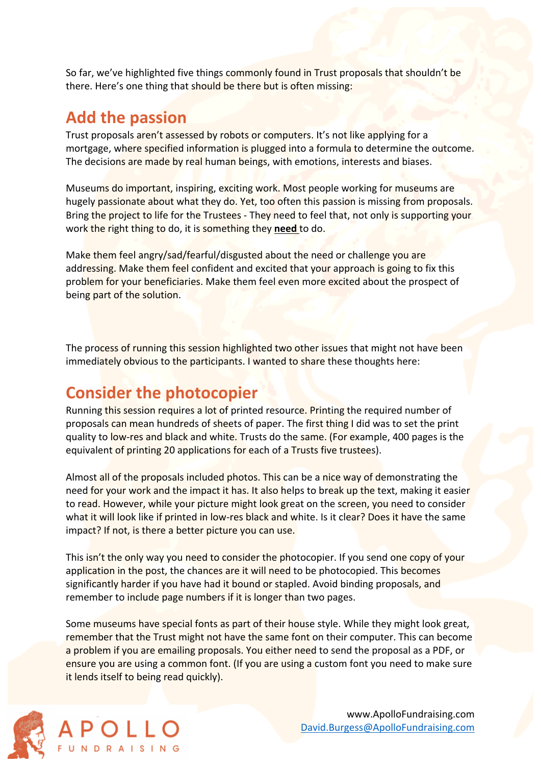So far, we've highlighted five things commonly found in Trust proposals that shouldn't be there. Here's one thing that should be there but is often missing:

## Add the passion

Trust proposals aren't assessed by robots or computers. It's not like applying for a mortgage, where specified information is plugged into a formula to determine the outcome. The decisions are made by real human beings, with emotions, interests and biases.

Museums do important, inspiring, exciting work. Most people working for museums are hugely passionate about what they do. Yet, too often this passion is missing from proposals. Bring the project to life for the Trustees - They need to feel that, not only is supporting your work the right thing to do, it is something they **need** to do.

Make them feel angry/sad/fearful/disgusted about the need or challenge you are addressing. Make them feel confident and excited that your approach is going to fix this problem for your beneficiaries. Make them feel even more excited about the prospect of being part of the solution.

The process of running this session highlighted two other issues that might not have been immediately obvious to the participants. I wanted to share these thoughts here:

## Consider the photocopier

Running this session requires a lot of printed resource. Printing the required number of proposals can mean hundreds of sheets of paper. The first thing I did was to set the print quality to low-res and black and white. Trusts do the same. (For example, 400 pages is the equivalent of printing 20 applications for each of a Trusts five trustees).

Almost all of the proposals included photos. This can be a nice way of demonstrating the need for your work and the impact it has. It also helps to break up the text, making it easier to read. However, while your picture might look great on the screen, you need to consider what it will look like if printed in low-res black and white. Is it clear? Does it have the same impact? If not, is there a better picture you can use.

This isn't the only way you need to consider the photocopier. If you send one copy of your application in the post, the chances are it will need to be photocopied. This becomes significantly harder if you have had it bound or stapled. Avoid binding proposals, and remember to include page numbers if it is longer than two pages.

Some museums have special fonts as part of their house style. While they might look great, remember that the Trust might not have the same font on their computer. This can become a problem if you are emailing proposals. You either need to send the proposal as a PDF, or ensure you are using a common font. (If you are using a custom font you need to make sure it lends itself to being read quickly).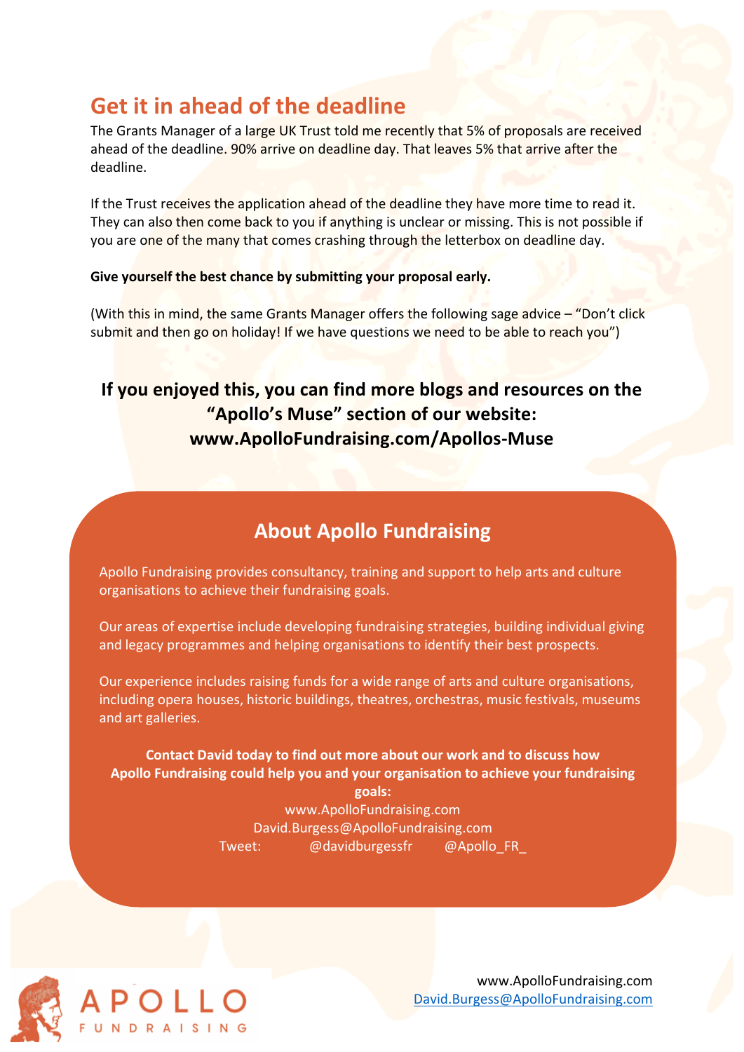## Get it in ahead of the deadline

The Grants Manager of a large UK Trust told me recently that 5% of proposals are received ahead of the deadline. 90% arrive on deadline day. That leaves 5% that arrive after the deadline.

If the Trust receives the application ahead of the deadline they have more time to read it. They can also then come back to you if anything is unclear or missing. This is not possible if you are one of the many that comes crashing through the letterbox on deadline day.

**Give yourself the best chance by submitting your proposal early.**

(With this in mind, the same Grants Manager offers the following sage advice – "Don't click submit and then go on holiday! If we have questions we need to be able to reach you")

**If you enjoyed this, you can find more blogs and resources on the "Apollo's Muse" section of our website: www.ApolloFundraising.com/Apollos-Muse**

## About Apollo Fundraising

Apollo Fundraising provides consultancy, training and support to help arts and culture organisations to achieve their fundraising goals.

Our areas of expertise include developing fundraising strategies, building individual giving and legacy programmes and helping organisations to identify their best prospects.

Our experience includes raising funds for a wide range of arts and culture organisations, including opera houses, historic buildings, theatres, orchestras, music festivals, museums and art galleries.

**Contact David today to find out more about our work and to discuss how Apollo Fundraising could help you and your organisation to achieve your fundraising goals:**

www.ApolloFundraising.com
David.Burgess@ApolloFundraising.com
Tweet: @davidburgessfr @Apollo_FR_

APOLLO FUNDRAISING

www.ApolloFundraising.com
David.Burgess@ApolloFundraising.com